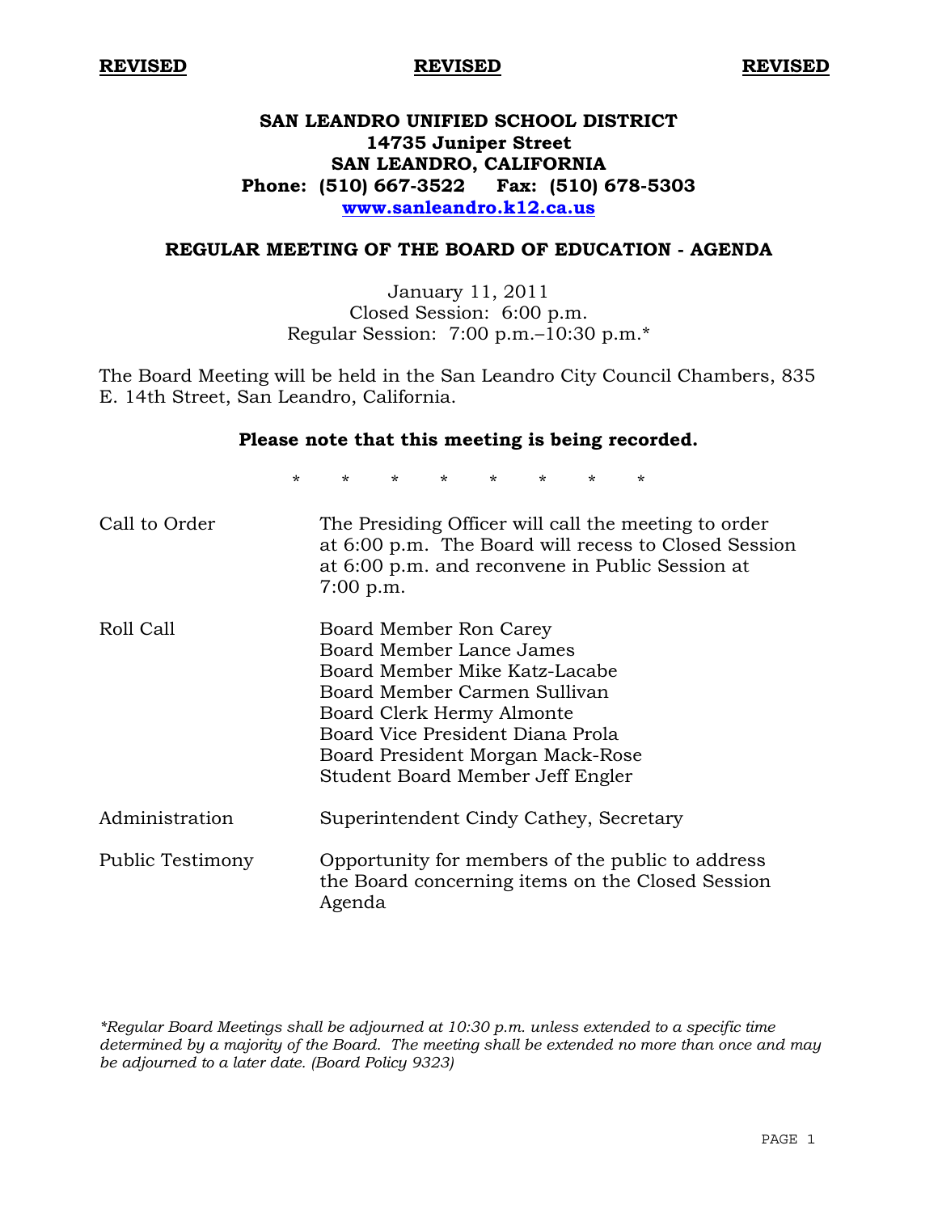**REVISED** **REVISED** **REVISED**

# SAN LEANDRO UNIFIED SCHOOL DISTRICT
**14735 Juniper Street**
**SAN LEANDRO, CALIFORNIA**
**Phone: (510) 667-3522 Fax: (510) 678-5303**
**www.sanleandro.k12.ca.us**

## REGULAR MEETING OF THE BOARD OF EDUCATION - AGENDA

January 11, 2011
Closed Session: 6:00 p.m.
Regular Session: 7:00 p.m.–10:30 p.m.*

The Board Meeting will be held in the San Leandro City Council Chambers, 835 E. 14th Street, San Leandro, California.

**Please note that this meeting is being recorded.**

\* \* \* \* \* \* \* \*

| | |
|---|---|
| Call to Order | The Presiding Officer will call the meeting to order at 6:00 p.m. The Board will recess to Closed Session at 6:00 p.m. and reconvene in Public Session at 7:00 p.m. |
| Roll Call | Board Member Ron Carey<br>Board Member Lance James<br>Board Member Mike Katz-Lacabe<br>Board Member Carmen Sullivan<br>Board Clerk Hermy Almonte<br>Board Vice President Diana Prola<br>Board President Morgan Mack-Rose<br>Student Board Member Jeff Engler |
| Administration | Superintendent Cindy Cathey, Secretary |
| Public Testimony | Opportunity for members of the public to address the Board concerning items on the Closed Session Agenda |

*\*Regular Board Meetings shall be adjourned at 10:30 p.m. unless extended to a specific time determined by a majority of the Board. The meeting shall be extended no more than once and may be adjourned to a later date. (Board Policy 9323)*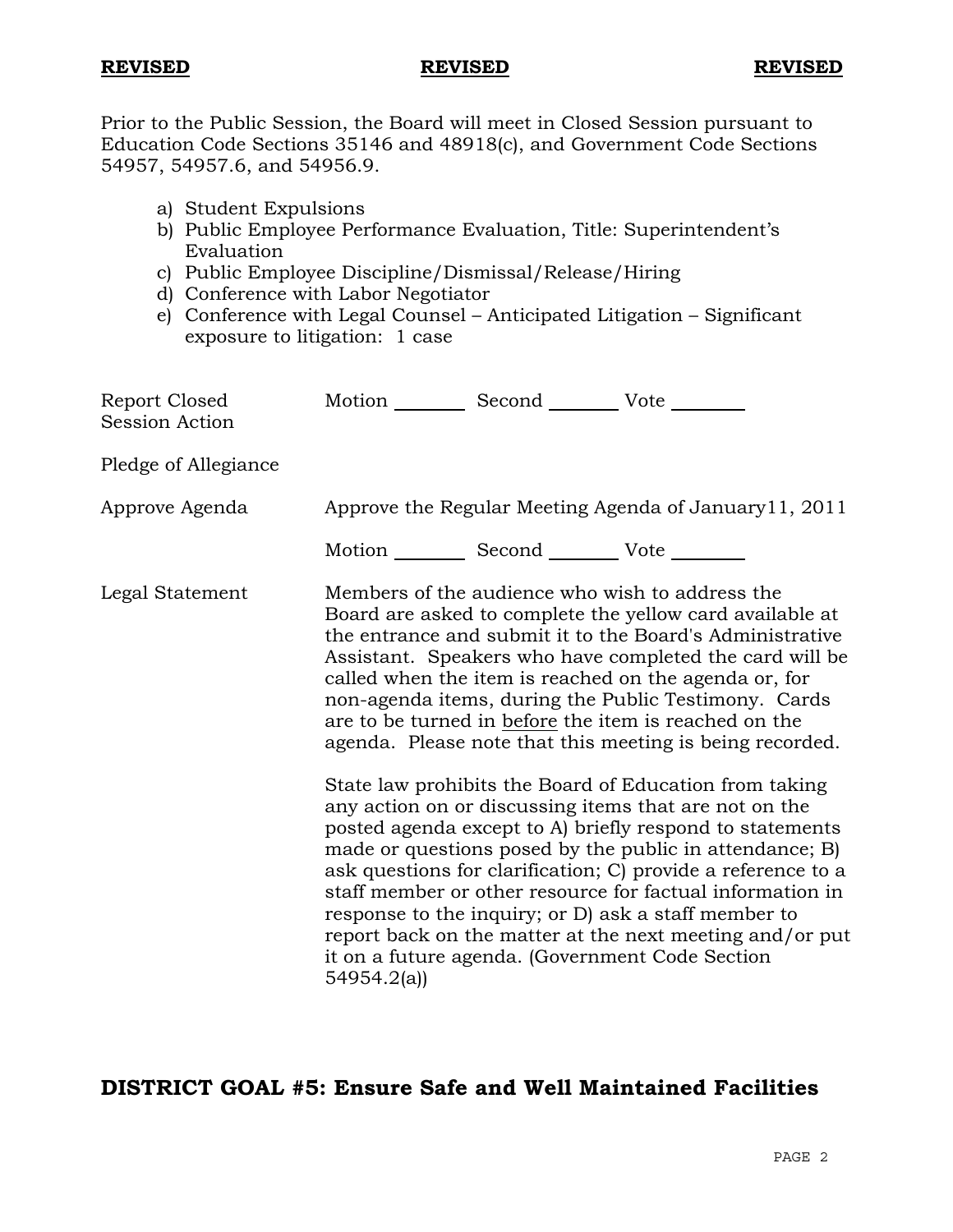**REVISED** **REVISED** **REVISED**

Prior to the Public Session, the Board will meet in Closed Session pursuant to Education Code Sections 35146 and 48918(c), and Government Code Sections 54957, 54957.6, and 54956.9.

a) Student Expulsions
b) Public Employee Performance Evaluation, Title: Superintendent's Evaluation
c) Public Employee Discipline/Dismissal/Release/Hiring
d) Conference with Labor Negotiator
e) Conference with Legal Counsel – Anticipated Litigation – Significant exposure to litigation: 1 case

Report Closed Session Action — Motion ________ Second ________ Vote ________

Pledge of Allegiance

Approve Agenda — Approve the Regular Meeting Agenda of January11, 2011

Motion ________ Second ________ Vote ________

Legal Statement — Members of the audience who wish to address the Board are asked to complete the yellow card available at the entrance and submit it to the Board's Administrative Assistant. Speakers who have completed the card will be called when the item is reached on the agenda or, for non-agenda items, during the Public Testimony. Cards are to be turned in <u>before</u> the item is reached on the agenda. Please note that this meeting is being recorded.

State law prohibits the Board of Education from taking any action on or discussing items that are not on the posted agenda except to A) briefly respond to statements made or questions posed by the public in attendance; B) ask questions for clarification; C) provide a reference to a staff member or other resource for factual information in response to the inquiry; or D) ask a staff member to report back on the matter at the next meeting and/or put it on a future agenda. (Government Code Section 54954.2(a))

## DISTRICT GOAL #5: Ensure Safe and Well Maintained Facilities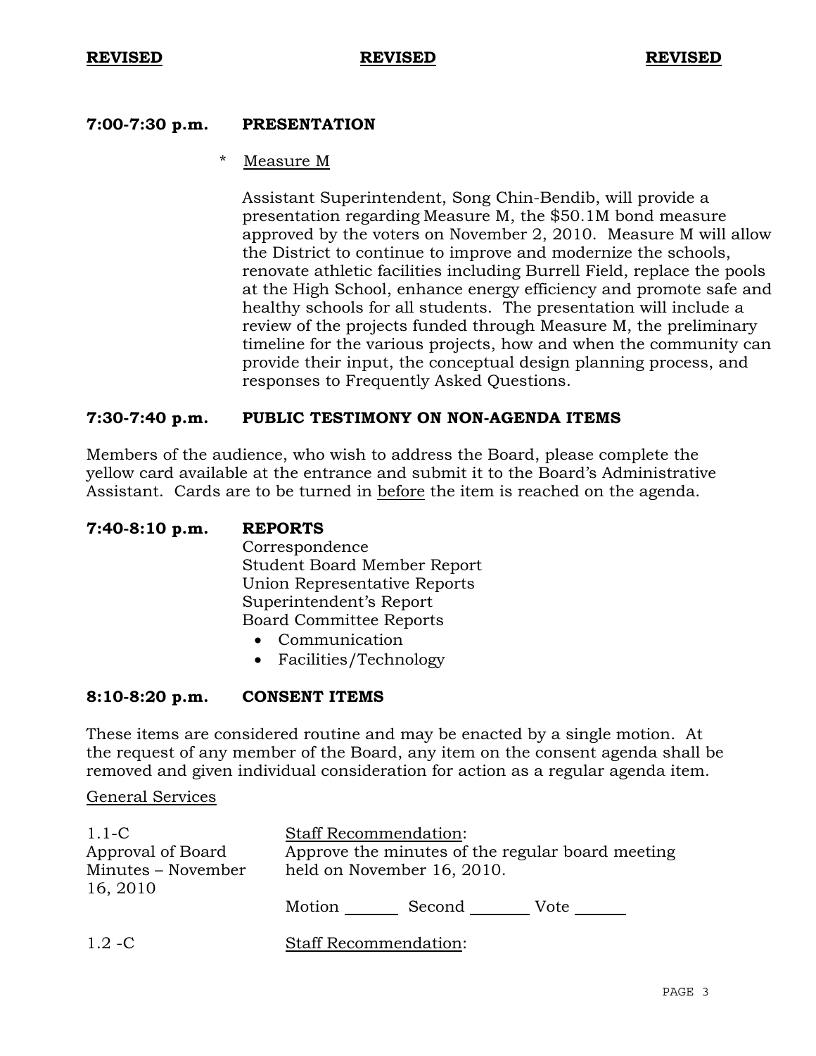**REVISED** **REVISED** **REVISED**

**7:00-7:30 p.m. PRESENTATION**

\* Measure M

Assistant Superintendent, Song Chin-Bendib, will provide a presentation regarding Measure M, the $50.1M bond measure approved by the voters on November 2, 2010. Measure M will allow the District to continue to improve and modernize the schools, renovate athletic facilities including Burrell Field, replace the pools at the High School, enhance energy efficiency and promote safe and healthy schools for all students. The presentation will include a review of the projects funded through Measure M, the preliminary timeline for the various projects, how and when the community can provide their input, the conceptual design planning process, and responses to Frequently Asked Questions.

**7:30-7:40 p.m. PUBLIC TESTIMONY ON NON-AGENDA ITEMS**

Members of the audience, who wish to address the Board, please complete the yellow card available at the entrance and submit it to the Board's Administrative Assistant. Cards are to be turned in before the item is reached on the agenda.

**7:40-8:10 p.m. REPORTS**

Correspondence
Student Board Member Report
Union Representative Reports
Superintendent's Report
Board Committee Reports

- Communication
- Facilities/Technology

**8:10-8:20 p.m. CONSENT ITEMS**

These items are considered routine and may be enacted by a single motion. At the request of any member of the Board, any item on the consent agenda shall be removed and given individual consideration for action as a regular agenda item.

General Services

1.1-C
Approval of Board Minutes – November 16, 2010

Staff Recommendation:
Approve the minutes of the regular board meeting held on November 16, 2010.

Motion ______ Second ______ Vote ______

1.2 -C

Staff Recommendation: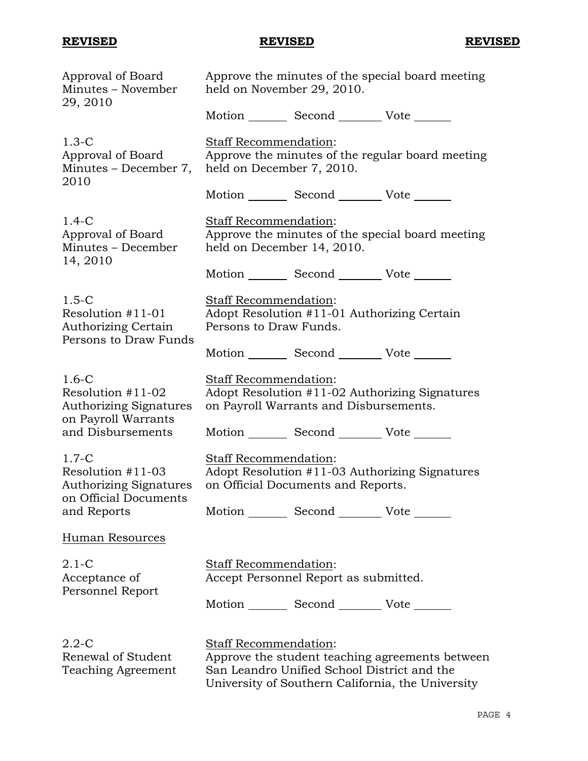**REVISED** **REVISED** **REVISED**

Approval of Board Minutes – November 29, 2010

Approve the minutes of the special board meeting held on November 29, 2010.

Motion _______ Second _______ Vote _______

1.3-C
Approval of Board Minutes – December 7, 2010

Staff Recommendation:
Approve the minutes of the regular board meeting held on December 7, 2010.

Motion _______ Second _______ Vote _______

1.4-C
Approval of Board Minutes – December 14, 2010

Staff Recommendation:
Approve the minutes of the special board meeting held on December 14, 2010.

Motion _______ Second _______ Vote _______

1.5-C
Resolution #11-01 Authorizing Certain Persons to Draw Funds

Staff Recommendation:
Adopt Resolution #11-01 Authorizing Certain Persons to Draw Funds.

Motion _______ Second _______ Vote _______

1.6-C
Resolution #11-02 Authorizing Signatures on Payroll Warrants and Disbursements

Staff Recommendation:
Adopt Resolution #11-02 Authorizing Signatures on Payroll Warrants and Disbursements.

Motion _______ Second _______ Vote _______

1.7-C
Resolution #11-03 Authorizing Signatures on Official Documents and Reports

Staff Recommendation:
Adopt Resolution #11-03 Authorizing Signatures on Official Documents and Reports.

Motion _______ Second _______ Vote _______

## Human Resources

2.1-C
Acceptance of Personnel Report

Staff Recommendation:
Accept Personnel Report as submitted.

Motion _______ Second _______ Vote _______

2.2-C
Renewal of Student Teaching Agreement

Staff Recommendation:
Approve the student teaching agreements between San Leandro Unified School District and the University of Southern California, the University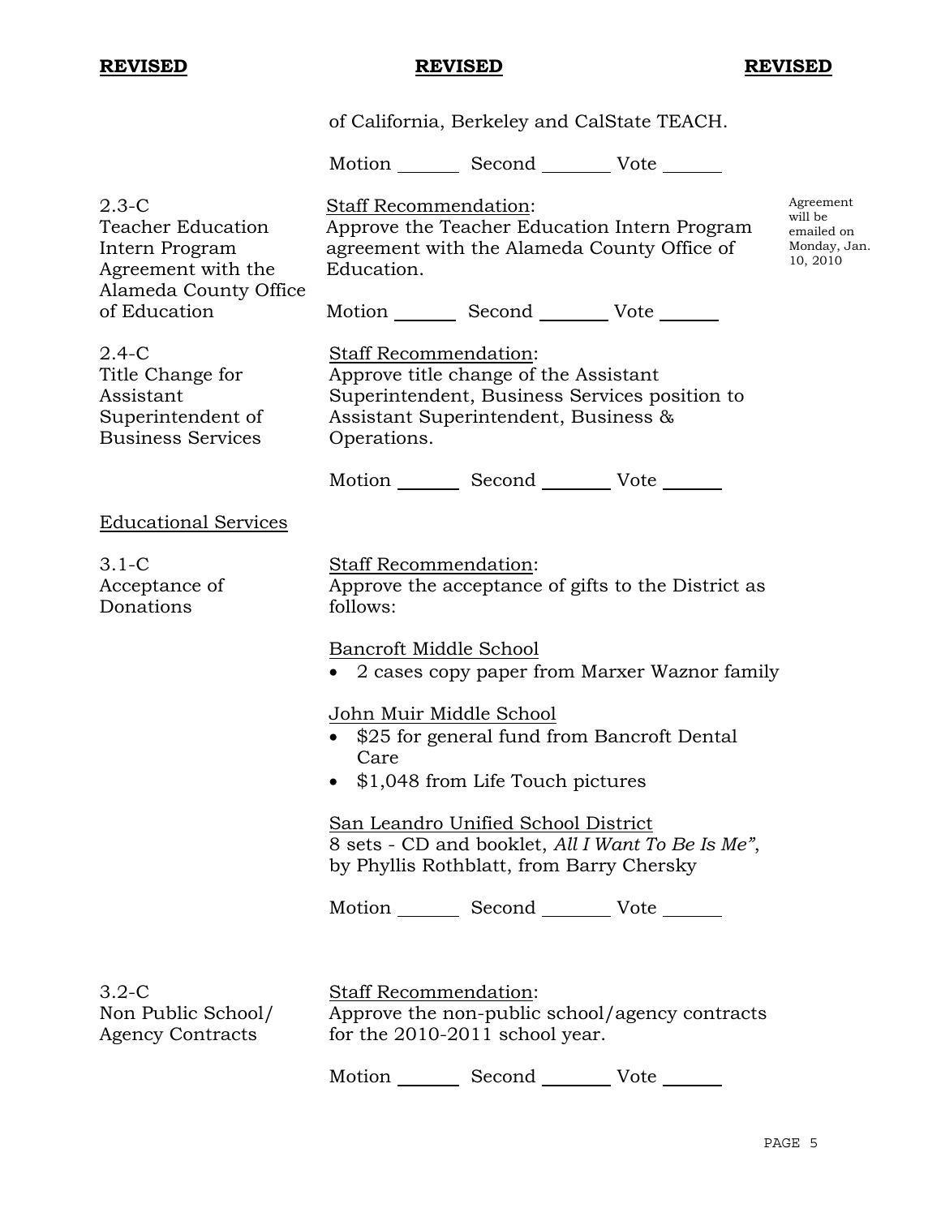**REVISED** **REVISED** **REVISED**

of California, Berkeley and CalState TEACH.

Motion _______ Second _______ Vote _______

2.3-C
Teacher Education Intern Program Agreement with the Alameda County Office of Education

Staff Recommendation:
Approve the Teacher Education Intern Program agreement with the Alameda County Office of Education.

Agreement will be emailed on Monday, Jan. 10, 2010

Motion _______ Second _______ Vote _______

2.4-C
Title Change for Assistant Superintendent of Business Services

Staff Recommendation:
Approve title change of the Assistant Superintendent, Business Services position to Assistant Superintendent, Business & Operations.

Motion _______ Second _______ Vote _______

## Educational Services

3.1-C
Acceptance of Donations

Staff Recommendation:
Approve the acceptance of gifts to the District as follows:

Bancroft Middle School
- 2 cases copy paper from Marxer Waznor family

John Muir Middle School
- $25 for general fund from Bancroft Dental Care
- $1,048 from Life Touch pictures

San Leandro Unified School District
8 sets - CD and booklet, *All I Want To Be Is Me"*, by Phyllis Rothblatt, from Barry Chersky

Motion _______ Second _______ Vote _______

3.2-C
Non Public School/ Agency Contracts

Staff Recommendation:
Approve the non-public school/agency contracts for the 2010-2011 school year.

Motion _______ Second _______ Vote _______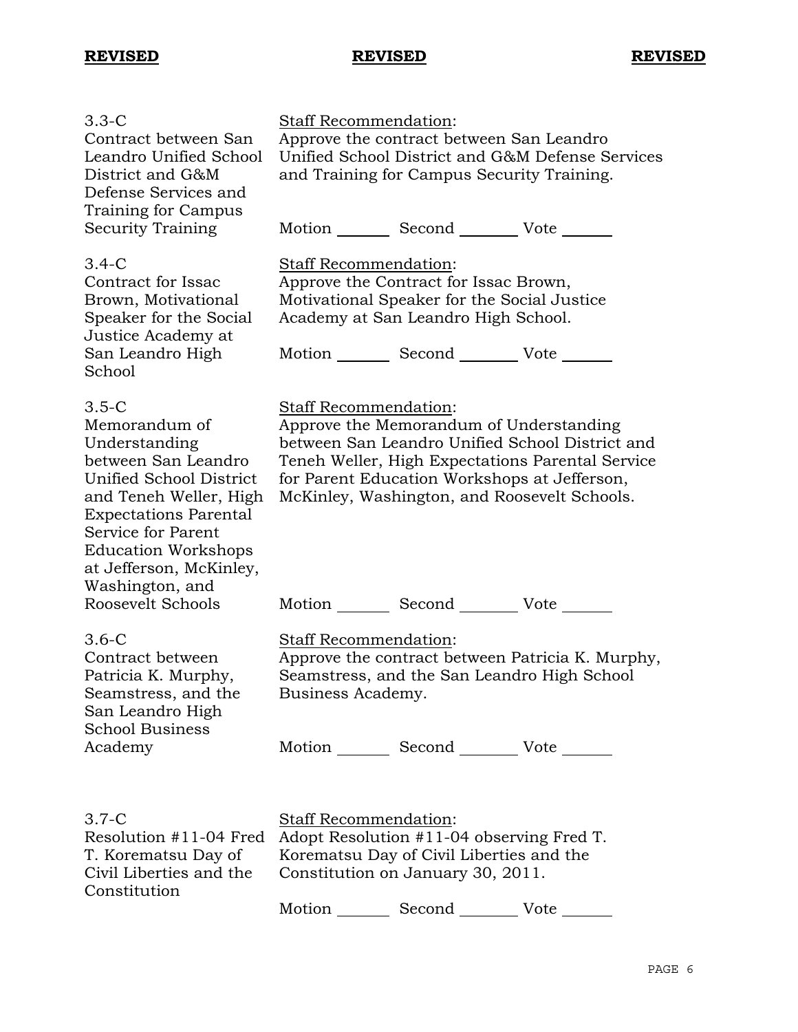**REVISED** **REVISED** **REVISED**

| | |
|---|---|
| 3.3-C<br>Contract between San Leandro Unified School District and G&M Defense Services and Training for Campus Security Training | Staff Recommendation:<br>Approve the contract between San Leandro Unified School District and G&M Defense Services and Training for Campus Security Training.<br><br>Motion _______ Second _______ Vote ______ |
| 3.4-C<br>Contract for Issac Brown, Motivational Speaker for the Social Justice Academy at San Leandro High School | Staff Recommendation:<br>Approve the Contract for Issac Brown, Motivational Speaker for the Social Justice Academy at San Leandro High School.<br><br>Motion _______ Second _______ Vote ______ |
| 3.5-C<br>Memorandum of Understanding between San Leandro Unified School District and Teneh Weller, High Expectations Parental Service for Parent Education Workshops at Jefferson, McKinley, Washington, and Roosevelt Schools | Staff Recommendation:<br>Approve the Memorandum of Understanding between San Leandro Unified School District and Teneh Weller, High Expectations Parental Service for Parent Education Workshops at Jefferson, McKinley, Washington, and Roosevelt Schools.<br><br>Motion _______ Second _______ Vote ______ |
| 3.6-C<br>Contract between Patricia K. Murphy, Seamstress, and the San Leandro High School Business Academy | Staff Recommendation:<br>Approve the contract between Patricia K. Murphy, Seamstress, and the San Leandro High School Business Academy.<br><br>Motion _______ Second _______ Vote ______ |
| 3.7-C<br>Resolution #11-04 Fred T. Korematsu Day of Civil Liberties and the Constitution | Staff Recommendation:<br>Adopt Resolution #11-04 observing Fred T. Korematsu Day of Civil Liberties and the Constitution on January 30, 2011.<br><br>Motion _______ Second _______ Vote ______ |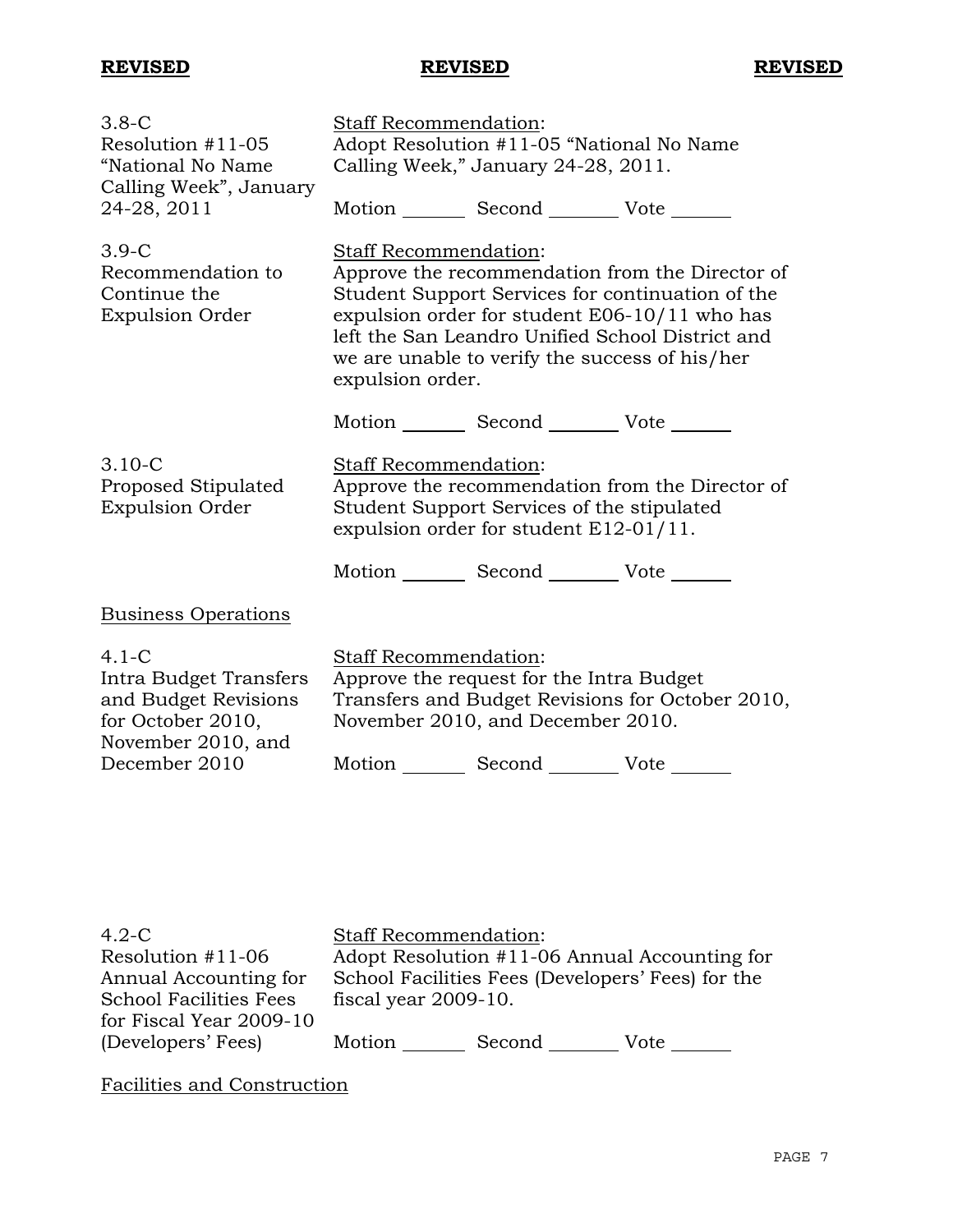**REVISED** **REVISED** **REVISED**

| | |
|---|---|
| 3.8-C<br>Resolution #11-05 "National No Name Calling Week", January 24-28, 2011 | Staff Recommendation:<br>Adopt Resolution #11-05 "National No Name Calling Week," January 24-28, 2011.<br><br>Motion _______ Second _______ Vote _______ |
| 3.9-C<br>Recommendation to Continue the Expulsion Order | Staff Recommendation:<br>Approve the recommendation from the Director of Student Support Services for continuation of the expulsion order for student E06-10/11 who has left the San Leandro Unified School District and we are unable to verify the success of his/her expulsion order.<br><br>Motion _______ Second _______ Vote _______ |
| 3.10-C<br>Proposed Stipulated Expulsion Order | Staff Recommendation:<br>Approve the recommendation from the Director of Student Support Services of the stipulated expulsion order for student E12-01/11.<br><br>Motion _______ Second _______ Vote _______ |

Business Operations

| | |
|---|---|
| 4.1-C<br>Intra Budget Transfers and Budget Revisions for October 2010, November 2010, and December 2010 | Staff Recommendation:<br>Approve the request for the Intra Budget Transfers and Budget Revisions for October 2010, November 2010, and December 2010.<br><br>Motion _______ Second _______ Vote _______ |
| 4.2-C<br>Resolution #11-06 Annual Accounting for School Facilities Fees for Fiscal Year 2009-10 (Developers' Fees) | Staff Recommendation:<br>Adopt Resolution #11-06 Annual Accounting for School Facilities Fees (Developers' Fees) for the fiscal year 2009-10.<br><br>Motion _______ Second _______ Vote _______ |

Facilities and Construction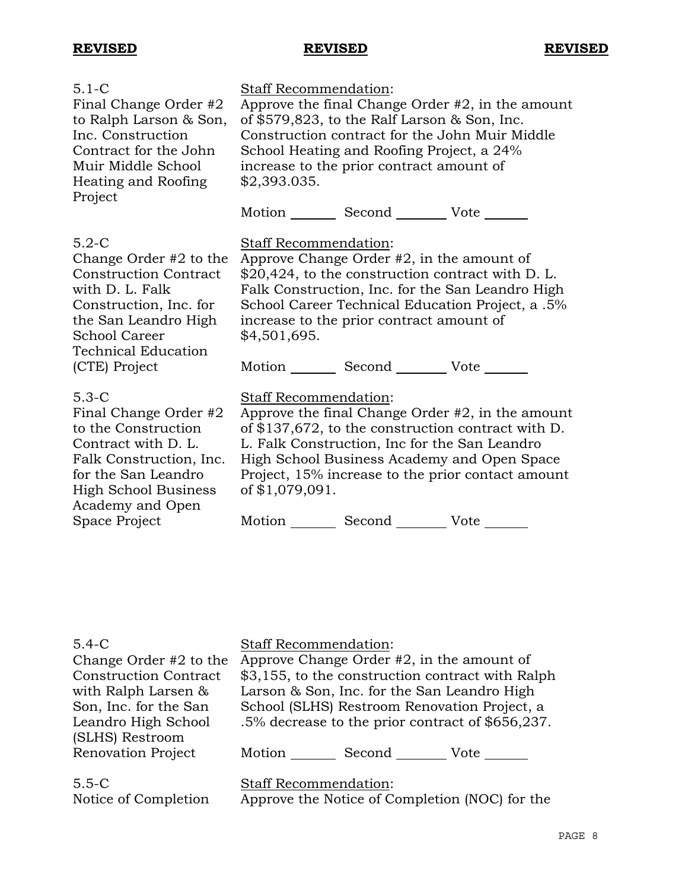**REVISED** **REVISED** **REVISED**

5.1-C
Final Change Order #2 to Ralph Larson & Son, Inc. Construction Contract for the John Muir Middle School Heating and Roofing Project

Staff Recommendation:
Approve the final Change Order #2, in the amount of $579,823, to the Ralf Larson & Son, Inc. Construction contract for the John Muir Middle School Heating and Roofing Project, a 24% increase to the prior contract amount of $2,393.035.

Motion _______ Second _______ Vote _______

5.2-C
Change Order #2 to the Construction Contract with D. L. Falk Construction, Inc. for the San Leandro High School Career Technical Education (CTE) Project

Staff Recommendation:
Approve Change Order #2, in the amount of $20,424, to the construction contract with D. L. Falk Construction, Inc. for the San Leandro High School Career Technical Education Project, a .5% increase to the prior contract amount of $4,501,695.

Motion _______ Second _______ Vote _______

5.3-C
Final Change Order #2 to the Construction Contract with D. L. Falk Construction, Inc. for the San Leandro High School Business Academy and Open Space Project

Staff Recommendation:
Approve the final Change Order #2, in the amount of $137,672, to the construction contract with D. L. Falk Construction, Inc for the San Leandro High School Business Academy and Open Space Project, 15% increase to the prior contact amount of $1,079,091.

Motion _______ Second _______ Vote _______

5.4-C
Change Order #2 to the Construction Contract with Ralph Larsen & Son, Inc. for the San Leandro High School (SLHS) Restroom Renovation Project

Staff Recommendation:
Approve Change Order #2, in the amount of $3,155, to the construction contract with Ralph Larson & Son, Inc. for the San Leandro High School (SLHS) Restroom Renovation Project, a .5% decrease to the prior contract of $656,237.

Motion _______ Second _______ Vote _______

5.5-C
Notice of Completion

Staff Recommendation:
Approve the Notice of Completion (NOC) for the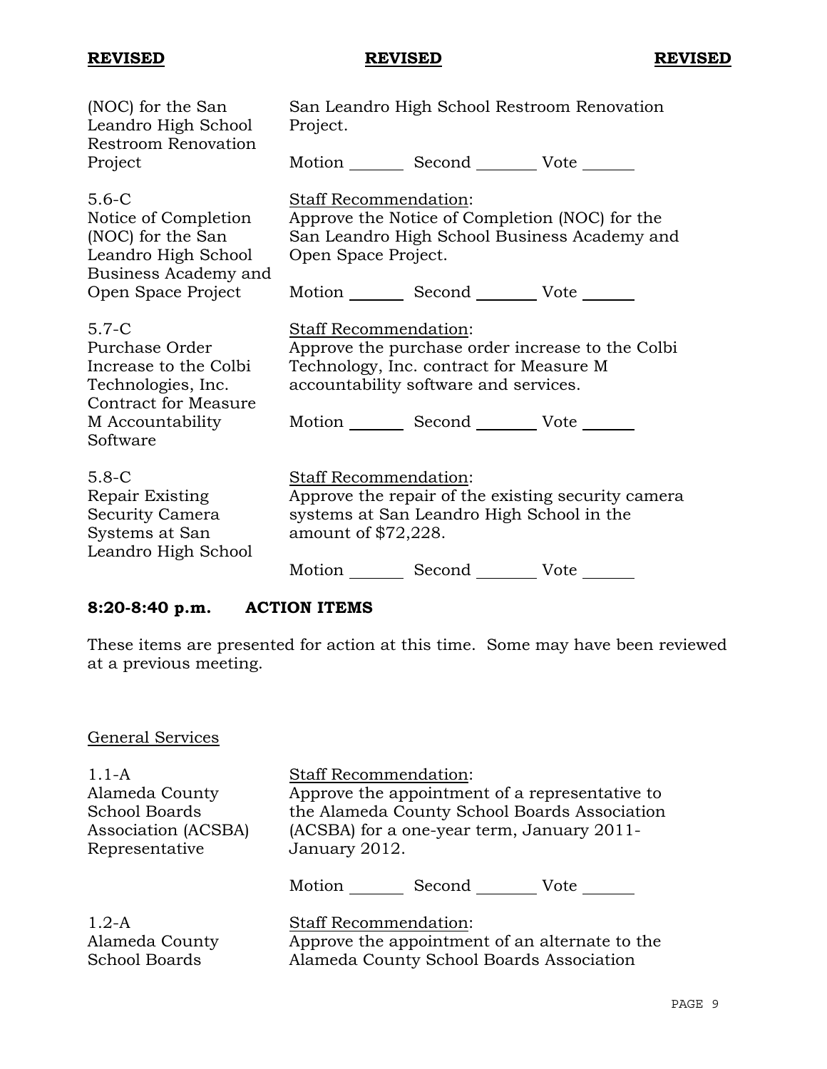**REVISED** **REVISED** **REVISED**

| | |
|---|---|
| (NOC) for the San Leandro High School Restroom Renovation Project | San Leandro High School Restroom Renovation Project.<br><br>Motion _______ Second _______ Vote _______ |
| 5.6-C<br>Notice of Completion (NOC) for the San Leandro High School Business Academy and Open Space Project | Staff Recommendation:<br>Approve the Notice of Completion (NOC) for the San Leandro High School Business Academy and Open Space Project.<br><br>Motion _______ Second _______ Vote _______ |
| 5.7-C<br>Purchase Order Increase to the Colbi Technologies, Inc. Contract for Measure M Accountability Software | Staff Recommendation:<br>Approve the purchase order increase to the Colbi Technology, Inc. contract for Measure M accountability software and services.<br><br>Motion _______ Second _______ Vote _______ |
| 5.8-C<br>Repair Existing Security Camera Systems at San Leandro High School | Staff Recommendation:<br>Approve the repair of the existing security camera systems at San Leandro High School in the amount of $72,228.<br><br>Motion _______ Second _______ Vote _______ |

## 8:20-8:40 p.m. ACTION ITEMS

These items are presented for action at this time. Some may have been reviewed at a previous meeting.

General Services

| | |
|---|---|
| 1.1-A<br>Alameda County School Boards Association (ACSBA) Representative | Staff Recommendation:<br>Approve the appointment of a representative to the Alameda County School Boards Association (ACSBA) for a one-year term, January 2011-January 2012.<br><br>Motion _______ Second _______ Vote _______ |
| 1.2-A<br>Alameda County School Boards | Staff Recommendation:<br>Approve the appointment of an alternate to the Alameda County School Boards Association |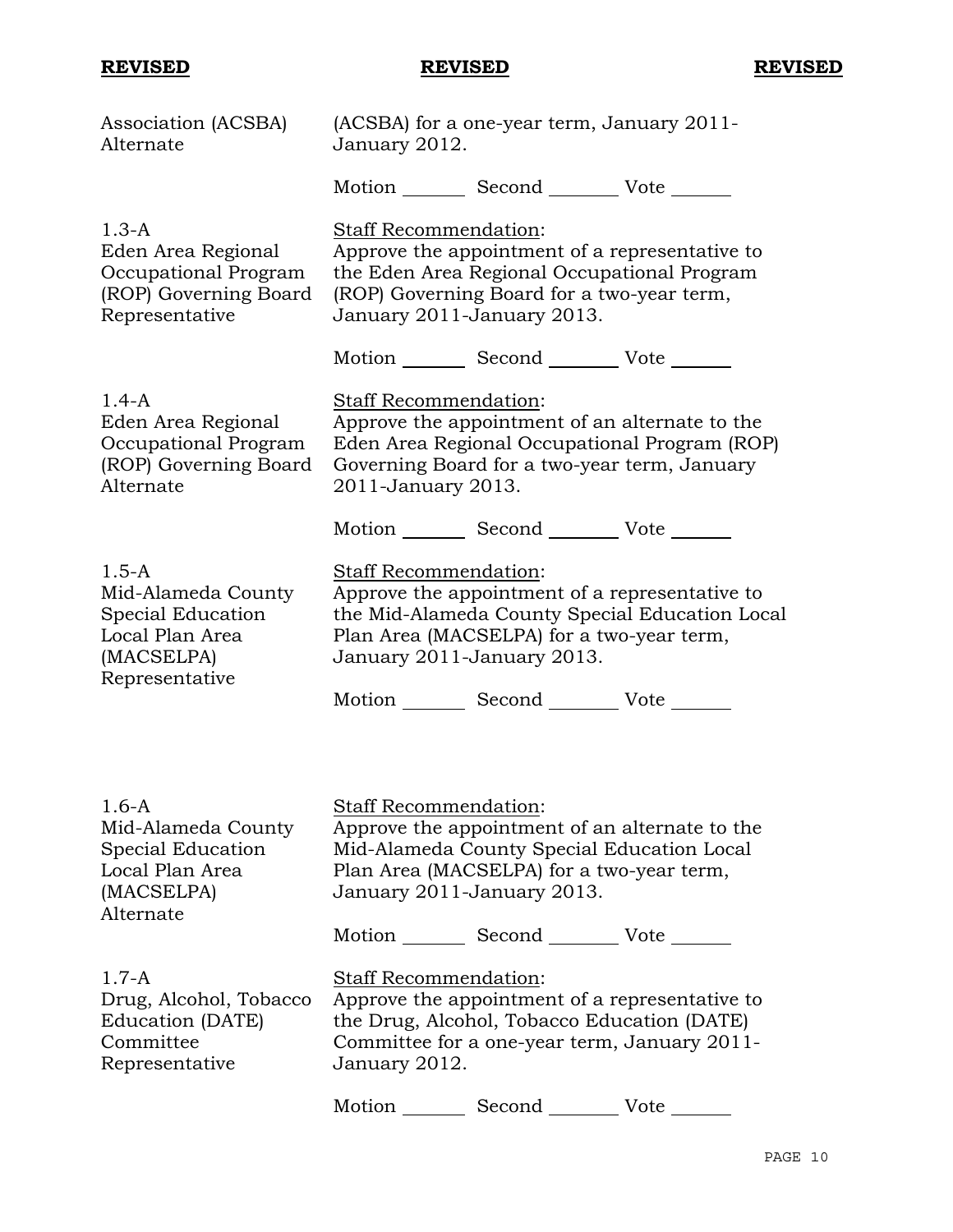**REVISED** **REVISED** **REVISED**

| | |
|---|---|
| Association (ACSBA) Alternate | (ACSBA) for a one-year term, January 2011-January 2012. |
| | Motion _______ Second _______ Vote ______ |
| 1.3-A Eden Area Regional Occupational Program (ROP) Governing Board Representative | Staff Recommendation: Approve the appointment of a representative to the Eden Area Regional Occupational Program (ROP) Governing Board for a two-year term, January 2011-January 2013. |
| | Motion _______ Second _______ Vote ______ |
| 1.4-A Eden Area Regional Occupational Program (ROP) Governing Board Alternate | Staff Recommendation: Approve the appointment of an alternate to the Eden Area Regional Occupational Program (ROP) Governing Board for a two-year term, January 2011-January 2013. |
| | Motion _______ Second _______ Vote ______ |
| 1.5-A Mid-Alameda County Special Education Local Plan Area (MACSELPA) Representative | Staff Recommendation: Approve the appointment of a representative to the Mid-Alameda County Special Education Local Plan Area (MACSELPA) for a two-year term, January 2011-January 2013. |
| | Motion _______ Second _______ Vote ______ |
| 1.6-A Mid-Alameda County Special Education Local Plan Area (MACSELPA) Alternate | Staff Recommendation: Approve the appointment of an alternate to the Mid-Alameda County Special Education Local Plan Area (MACSELPA) for a two-year term, January 2011-January 2013. |
| | Motion _______ Second _______ Vote ______ |
| 1.7-A Drug, Alcohol, Tobacco Education (DATE) Committee Representative | Staff Recommendation: Approve the appointment of a representative to the Drug, Alcohol, Tobacco Education (DATE) Committee for a one-year term, January 2011-January 2012. |
| | Motion _______ Second _______ Vote ______ |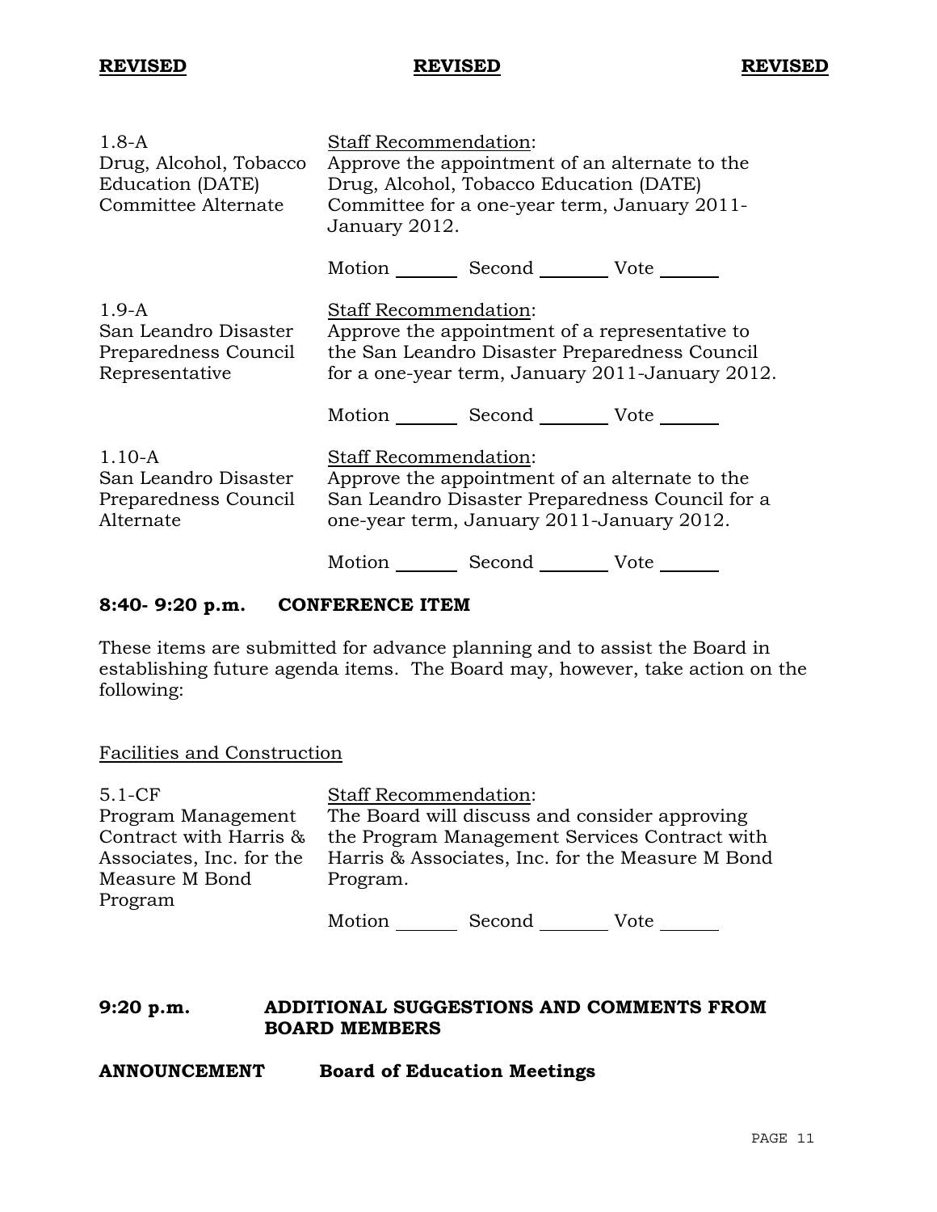**REVISED** **REVISED** **REVISED**

| | |
|---|---|
| 1.8-A<br>Drug, Alcohol, Tobacco Education (DATE) Committee Alternate | Staff Recommendation:<br>Approve the appointment of an alternate to the Drug, Alcohol, Tobacco Education (DATE) Committee for a one-year term, January 2011-January 2012.<br><br>Motion _______ Second _______ Vote ______ |
| 1.9-A<br>San Leandro Disaster Preparedness Council Representative | Staff Recommendation:<br>Approve the appointment of a representative to the San Leandro Disaster Preparedness Council for a one-year term, January 2011-January 2012.<br><br>Motion _______ Second _______ Vote ______ |
| 1.10-A<br>San Leandro Disaster Preparedness Council Alternate | Staff Recommendation:<br>Approve the appointment of an alternate to the San Leandro Disaster Preparedness Council for a one-year term, January 2011-January 2012.<br><br>Motion _______ Second _______ Vote ______ |

## 8:40- 9:20 p.m. CONFERENCE ITEM

These items are submitted for advance planning and to assist the Board in establishing future agenda items. The Board may, however, take action on the following:

Facilities and Construction

| | |
|---|---|
| 5.1-CF<br>Program Management Contract with Harris & Associates, Inc. for the Measure M Bond Program | Staff Recommendation:<br>The Board will discuss and consider approving the Program Management Services Contract with Harris & Associates, Inc. for the Measure M Bond Program.<br><br>Motion _______ Second _______ Vote ______ |

## 9:20 p.m. ADDITIONAL SUGGESTIONS AND COMMENTS FROM BOARD MEMBERS

**ANNOUNCEMENT Board of Education Meetings**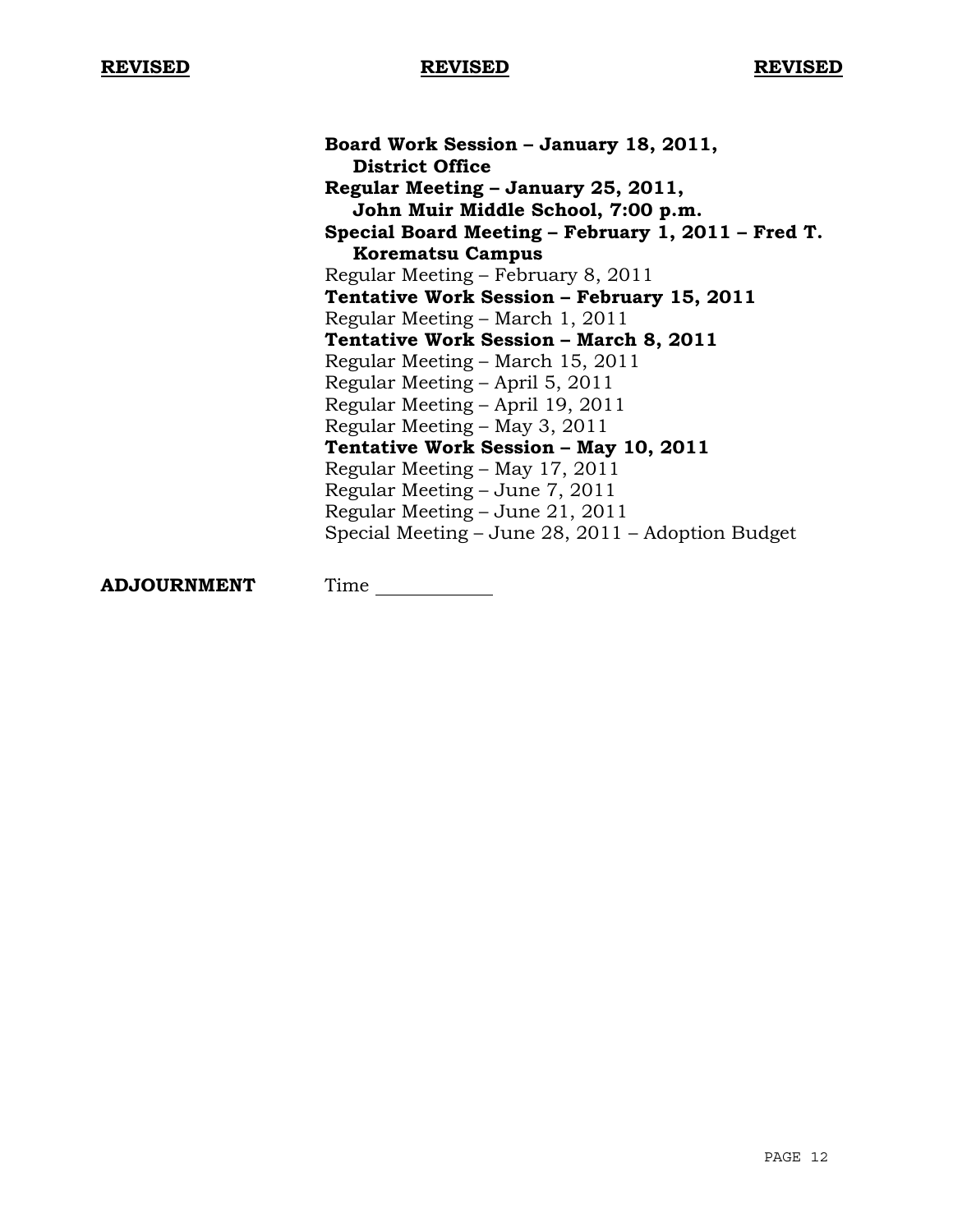**REVISED** **REVISED** **REVISED**

**Board Work Session – January 18, 2011,**
**District Office**
**Regular Meeting – January 25, 2011,**
**John Muir Middle School, 7:00 p.m.**
**Special Board Meeting – February 1, 2011 – Fred T. Korematsu Campus**
Regular Meeting – February 8, 2011
**Tentative Work Session – February 15, 2011**
Regular Meeting – March 1, 2011
**Tentative Work Session – March 8, 2011**
Regular Meeting – March 15, 2011
Regular Meeting – April 5, 2011
Regular Meeting – April 19, 2011
Regular Meeting – May 3, 2011
**Tentative Work Session – May 10, 2011**
Regular Meeting – May 17, 2011
Regular Meeting – June 7, 2011
Regular Meeting – June 21, 2011
Special Meeting – June 28, 2011 – Adoption Budget

**ADJOURNMENT** Time ____________